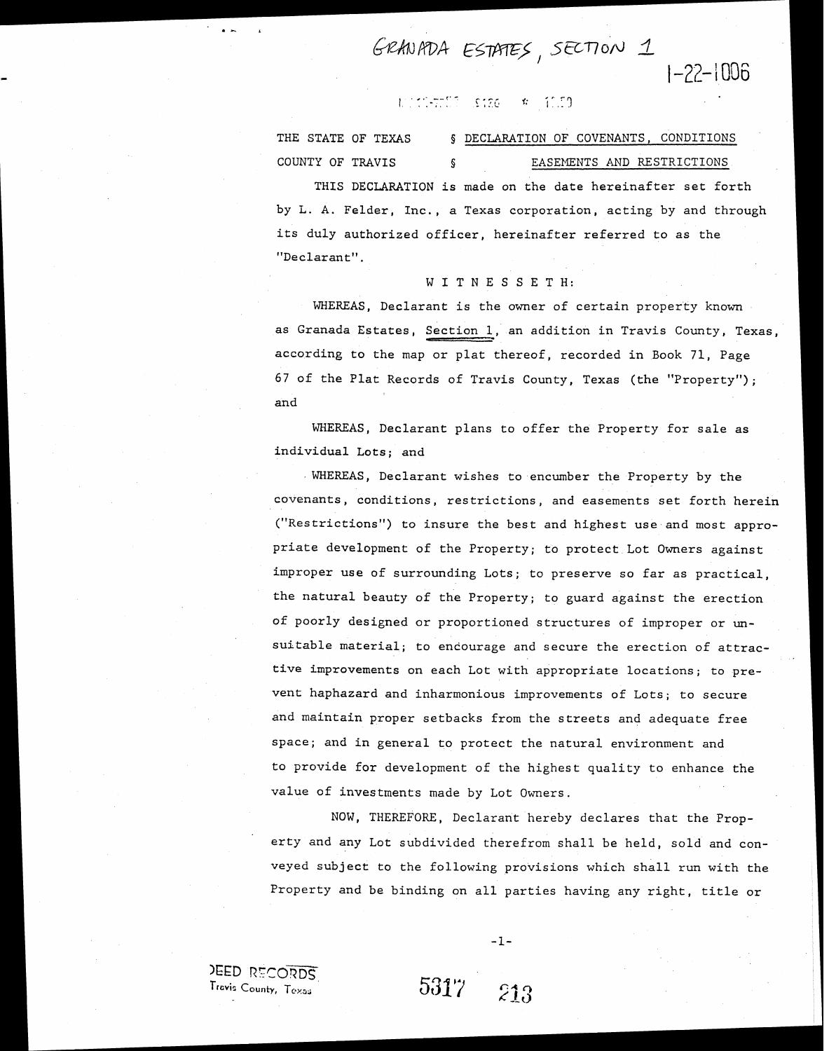GRANADA ESTATES, SECTION 1

1-22-1006

THE STATE OF TEXAS § DECLARATION OF COVENANTS, CONDITIONS
COUNTY OF TRAVIS § EASEMENTS AND RESTRICTIONS

THIS DECLARATION is made on the date hereinafter set forth by L. A. Felder, Inc., a Texas corporation, acting by and through its duly authorized officer, hereinafter referred to as the "Declarant".

W I T N E S S E T H:

WHEREAS, Declarant is the owner of certain property known as Granada Estates, Section 1, an addition in Travis County, Texas, according to the map or plat thereof, recorded in Book 71, Page 67 of the Plat Records of Travis County, Texas (the "Property"); and

WHEREAS, Declarant plans to offer the Property for sale as individual Lots; and

WHEREAS, Declarant wishes to encumber the Property by the covenants, conditions, restrictions, and easements set forth herein ("Restrictions") to insure the best and highest use and most appropriate development of the Property; to protect Lot Owners against improper use of surrounding Lots; to preserve so far as practical, the natural beauty of the Property; to guard against the erection of poorly designed or proportioned structures of improper or unsuitable material; to encourage and secure the erection of attractive improvements on each Lot with appropriate locations; to prevent haphazard and inharmonious improvements of Lots; to secure and maintain proper setbacks from the streets and adequate free space; and in general to protect the natural environment and to provide for development of the highest quality to enhance the value of investments made by Lot Owners.

NOW, THEREFORE, Declarant hereby declares that the Property and any Lot subdivided therefrom shall be held, sold and conveyed subject to the following provisions which shall run with the Property and be binding on all parties having any right, title or

DEED RECORDS
Travis County, Texas

5317 213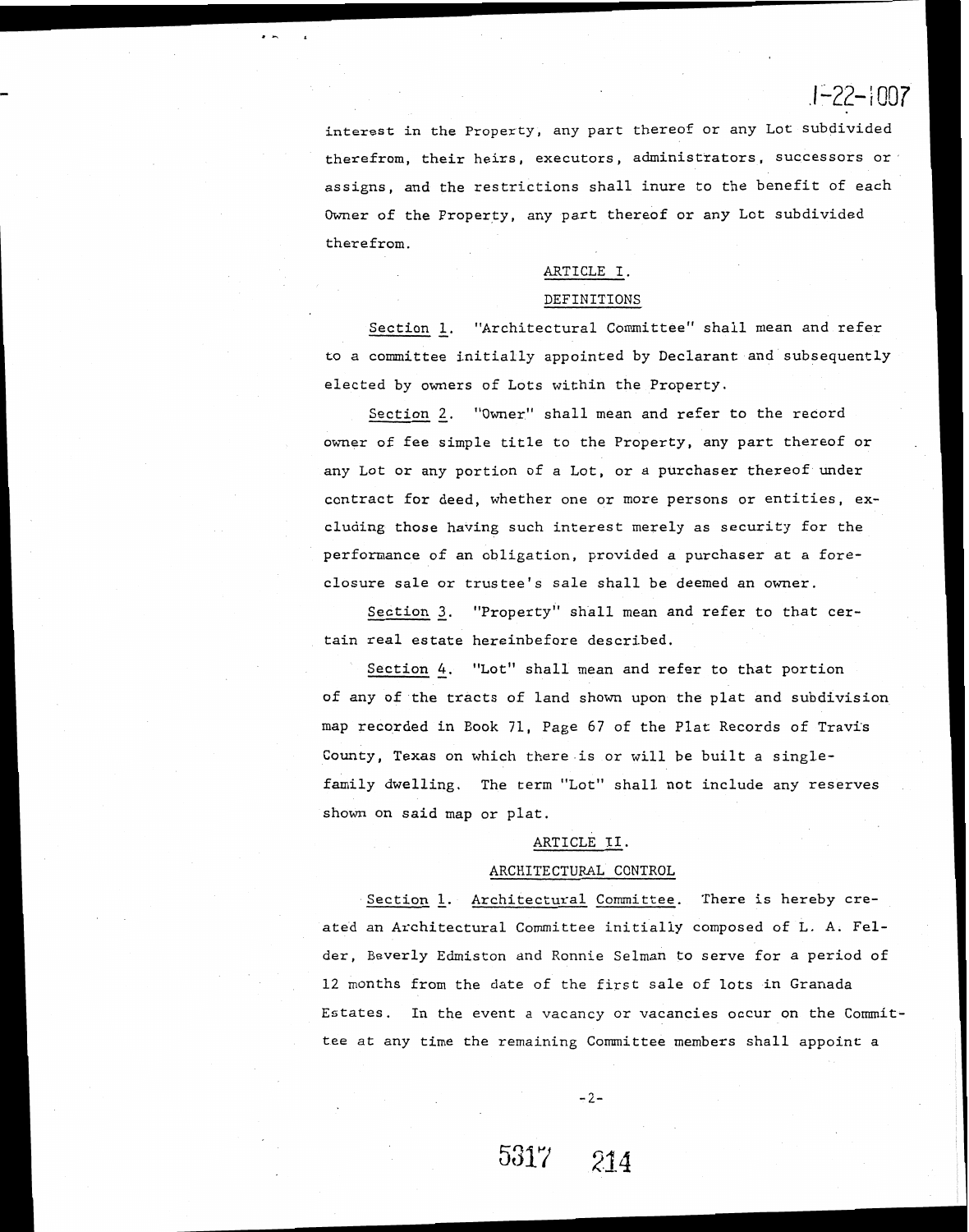interest in the Property, any part thereof or any Lot subdivided therefrom, their heirs, executors, administrators, successors or assigns, and the restrictions shall inure to the benefit of each Owner of the Property, any part thereof or any Lot subdivided therefrom.

## ARTICLE I.

## DEFINITIONS

Section 1. "Architectural Committee" shall mean and refer to a committee initially appointed by Declarant and subsequently elected by owners of Lots within the Property.

Section 2. "Owner" shall mean and refer to the record owner of fee simple title to the Property, any part thereof or any Lot or any portion of a Lot, or a purchaser thereof under contract for deed, whether one or more persons or entities, excluding those having such interest merely as security for the performance of an obligation, provided a purchaser at a foreclosure sale or trustee's sale shall be deemed an owner.

Section 3. "Property" shall mean and refer to that certain real estate hereinbefore described.

Section 4. "Lot" shall mean and refer to that portion of any of the tracts of land shown upon the plat and subdivision map recorded in Book 71, Page 67 of the Plat Records of Travis County, Texas on which there is or will be built a single-family dwelling. The term "Lot" shall not include any reserves shown on said map or plat.

## ARTICLE II.

## ARCHITECTURAL CONTROL

Section 1. Architectural Committee. There is hereby created an Architectural Committee initially composed of L. A. Felder, Beverly Edmiston and Ronnie Selman to serve for a period of 12 months from the date of the first sale of lots in Granada Estates. In the event a vacancy or vacancies occur on the Committee at any time the remaining Committee members shall appoint a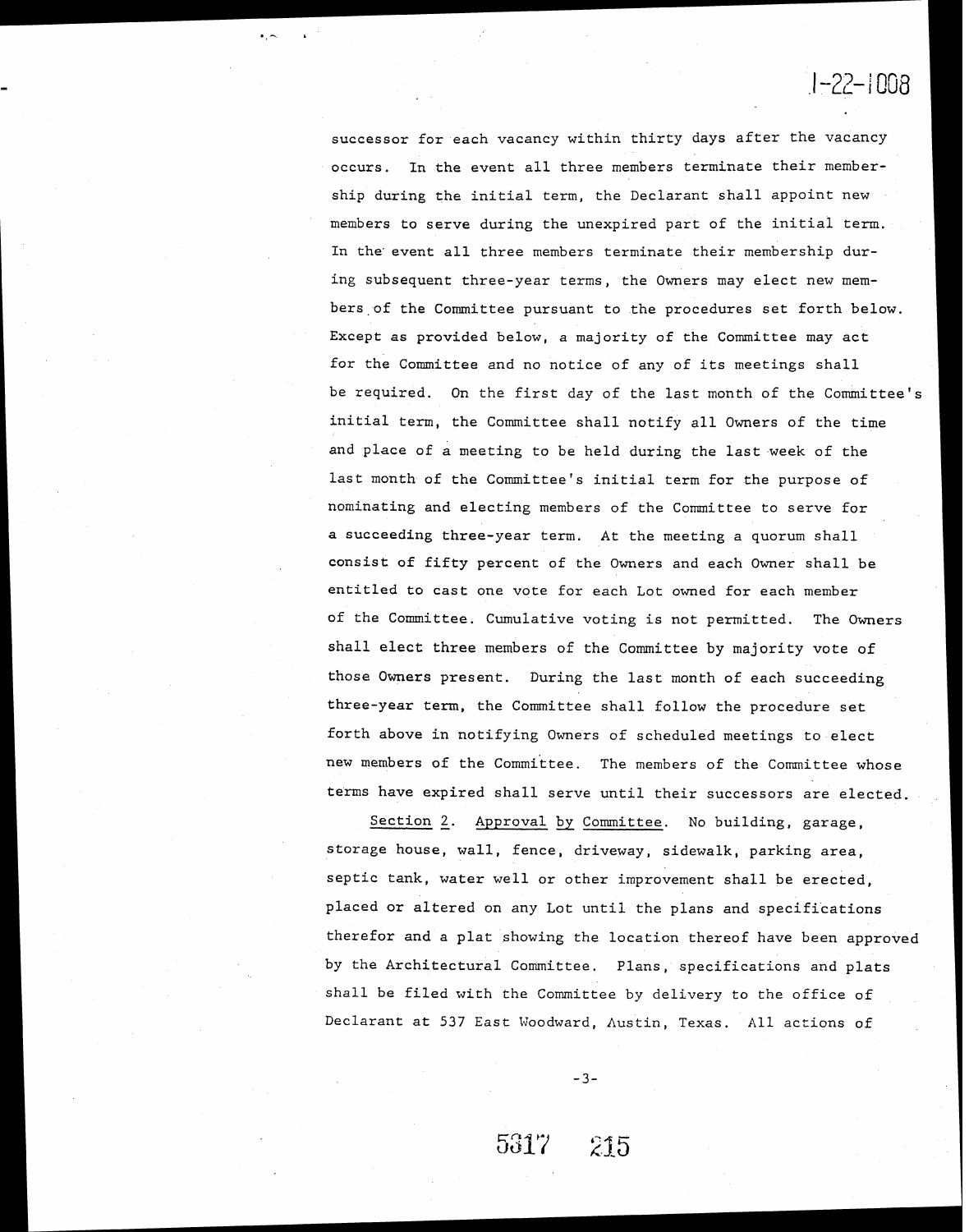successor for each vacancy within thirty days after the vacancy occurs. In the event all three members terminate their membership during the initial term, the Declarant shall appoint new members to serve during the unexpired part of the initial term. In the event all three members terminate their membership during subsequent three-year terms, the Owners may elect new members of the Committee pursuant to the procedures set forth below. Except as provided below, a majority of the Committee may act for the Committee and no notice of any of its meetings shall be required. On the first day of the last month of the Committee's initial term, the Committee shall notify all Owners of the time and place of a meeting to be held during the last week of the last month of the Committee's initial term for the purpose of nominating and electing members of the Committee to serve for a succeeding three-year term. At the meeting a quorum shall consist of fifty percent of the Owners and each Owner shall be entitled to cast one vote for each Lot owned for each member of the Committee. Cumulative voting is not permitted. The Owners shall elect three members of the Committee by majority vote of those Owners present. During the last month of each succeeding three-year term, the Committee shall follow the procedure set forth above in notifying Owners of scheduled meetings to elect new members of the Committee. The members of the Committee whose terms have expired shall serve until their successors are elected.

Section 2. Approval by Committee. No building, garage, storage house, wall, fence, driveway, sidewalk, parking area, septic tank, water well or other improvement shall be erected, placed or altered on any Lot until the plans and specifications therefor and a plat showing the location thereof have been approved by the Architectural Committee. Plans, specifications and plats shall be filed with the Committee by delivery to the office of Declarant at 537 East Woodward, Austin, Texas. All actions of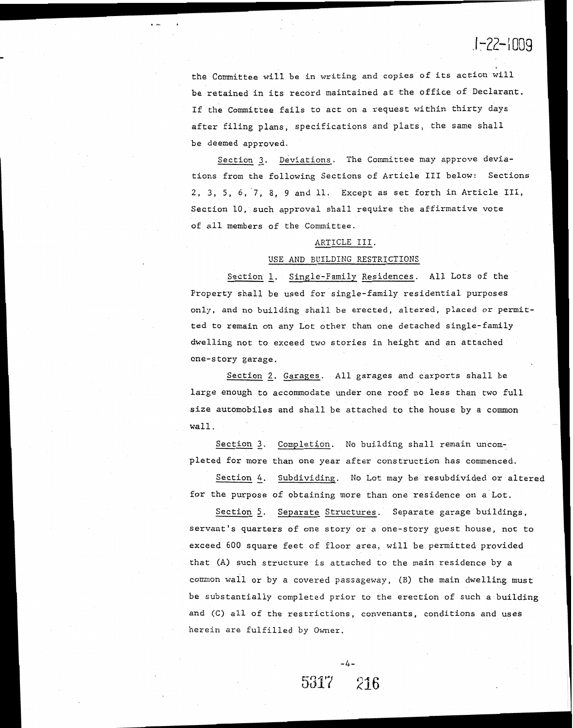the Committee will be in writing and copies of its action will be retained in its record maintained at the office of Declarant. If the Committee fails to act on a request within thirty days after filing plans, specifications and plats, the same shall be deemed approved.

Section 3. Deviations. The Committee may approve deviations from the following Sections of Article III below: Sections 2, 3, 5, 6, 7, 8, 9 and 11. Except as set forth in Article III, Section 10, such approval shall require the affirmative vote of all members of the Committee.

## ARTICLE III.

## USE AND BUILDING RESTRICTIONS

Section 1. Single-Family Residences. All Lots of the Property shall be used for single-family residential purposes only, and no building shall be erected, altered, placed or permitted to remain on any Lot other than one detached single-family dwelling not to exceed two stories in height and an attached one-story garage.

Section 2. Garages. All garages and carports shall be large enough to accommodate under one roof no less than two full size automobiles and shall be attached to the house by a common wall.

Section 3. Completion. No building shall remain uncompleted for more than one year after construction has commenced.

Section 4. Subdividing. No Lot may be resubdivided or altered for the purpose of obtaining more than one residence on a Lot.

Section 5. Separate Structures. Separate garage buildings, servant's quarters of one story or a one-story guest house, not to exceed 600 square feet of floor area, will be permitted provided that (A) such structure is attached to the main residence by a common wall or by a covered passageway, (B) the main dwelling must be substantially completed prior to the erection of such a building and (C) all of the restrictions, convenants, conditions and uses herein are fulfilled by Owner.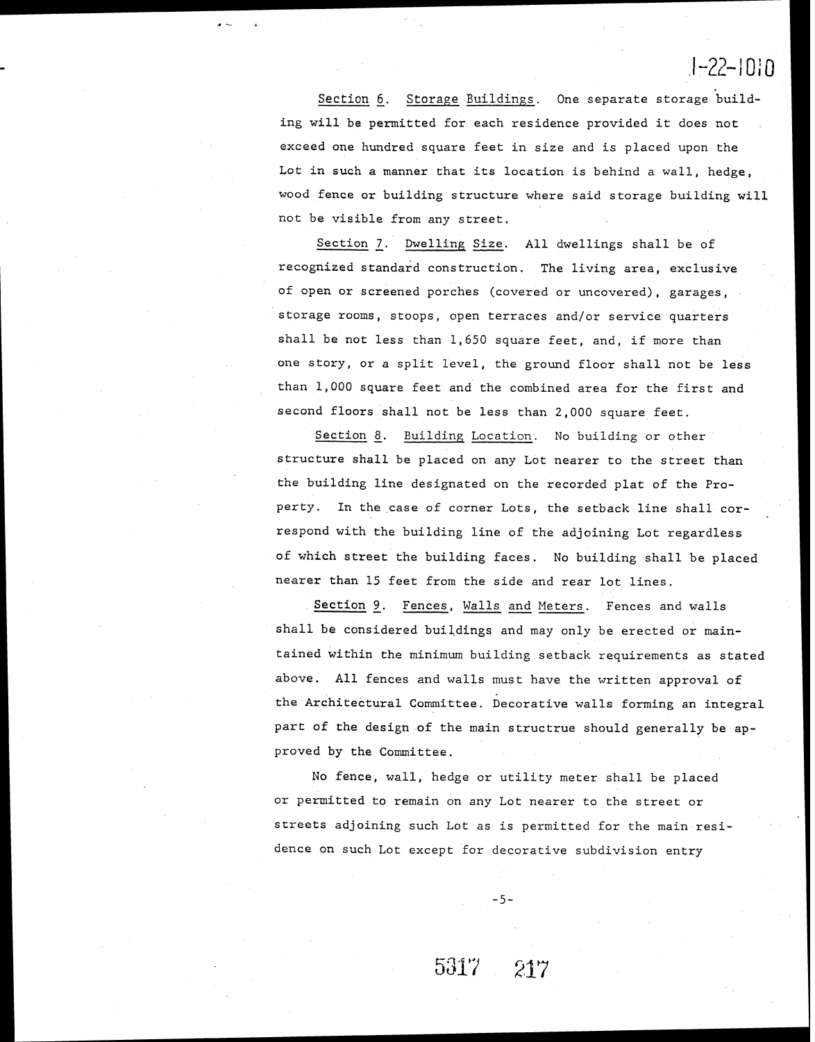Section 6. Storage Buildings. One separate storage building will be permitted for each residence provided it does not exceed one hundred square feet in size and is placed upon the Lot in such a manner that its location is behind a wall, hedge, wood fence or building structure where said storage building will not be visible from any street.

Section 7. Dwelling Size. All dwellings shall be of recognized standard construction. The living area, exclusive of open or screened porches (covered or uncovered), garages, storage rooms, stoops, open terraces and/or service quarters shall be not less than 1,650 square feet, and, if more than one story, or a split level, the ground floor shall not be less than 1,000 square feet and the combined area for the first and second floors shall not be less than 2,000 square feet.

Section 8. Building Location. No building or other structure shall be placed on any Lot nearer to the street than the building line designated on the recorded plat of the Property. In the case of corner Lots, the setback line shall correspond with the building line of the adjoining Lot regardless of which street the building faces. No building shall be placed nearer than 15 feet from the side and rear lot lines.

Section 9. Fences, Walls and Meters. Fences and walls shall be considered buildings and may only be erected or maintained within the minimum building setback requirements as stated above. All fences and walls must have the written approval of the Architectural Committee. Decorative walls forming an integral part of the design of the main structrue should generally be approved by the Committee.

No fence, wall, hedge or utility meter shall be placed or permitted to remain on any Lot nearer to the street or streets adjoining such Lot as is permitted for the main residence on such Lot except for decorative subdivision entry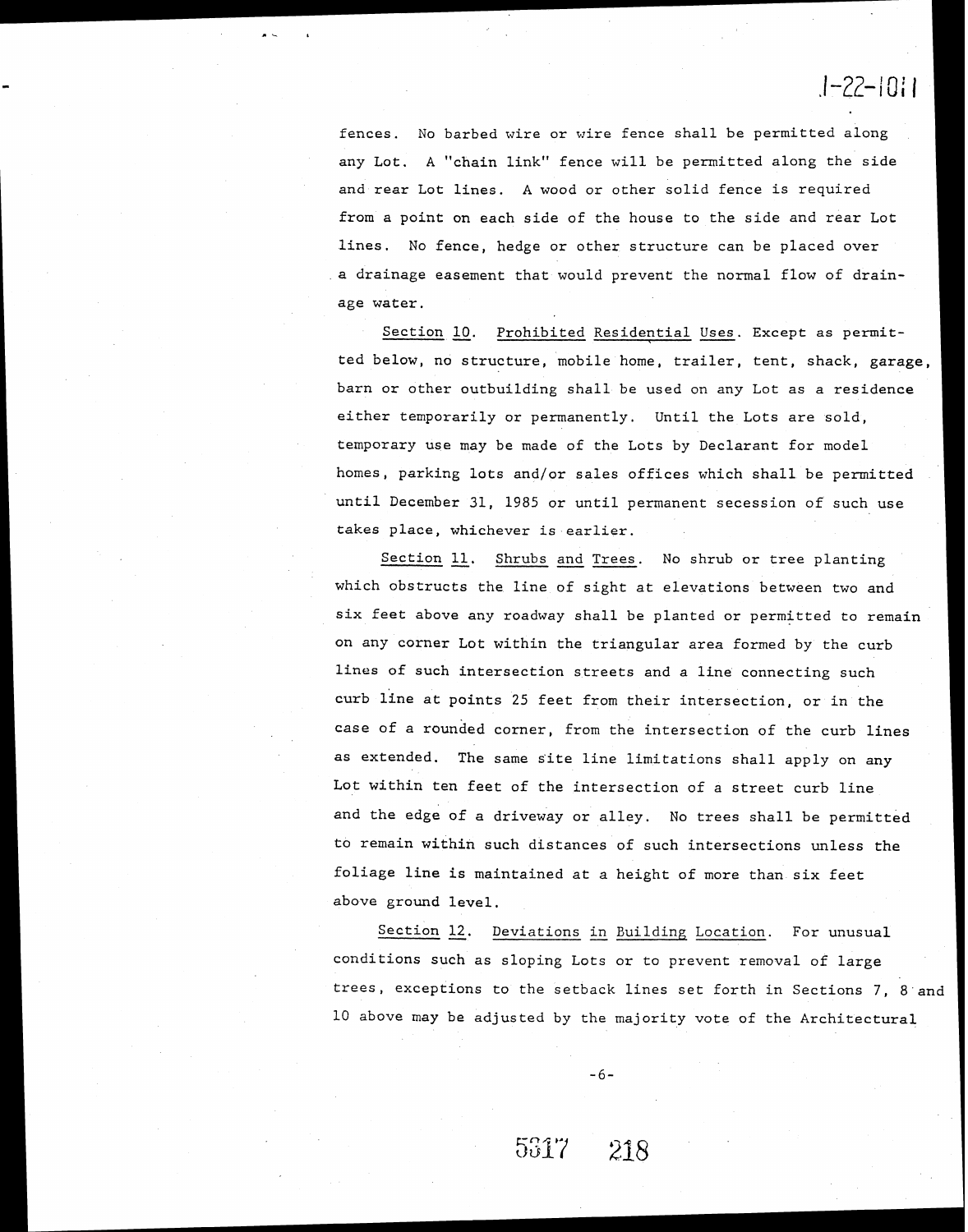fences. No barbed wire or wire fence shall be permitted along any Lot. A "chain link" fence will be permitted along the side and rear Lot lines. A wood or other solid fence is required from a point on each side of the house to the side and rear Lot lines. No fence, hedge or other structure can be placed over a drainage easement that would prevent the normal flow of drainage water.

Section 10. Prohibited Residential Uses. Except as permitted below, no structure, mobile home, trailer, tent, shack, garage, barn or other outbuilding shall be used on any Lot as a residence either temporarily or permanently. Until the Lots are sold, temporary use may be made of the Lots by Declarant for model homes, parking lots and/or sales offices which shall be permitted until December 31, 1985 or until permanent secession of such use takes place, whichever is earlier.

Section 11. Shrubs and Trees. No shrub or tree planting which obstructs the line of sight at elevations between two and six feet above any roadway shall be planted or permitted to remain on any corner Lot within the triangular area formed by the curb lines of such intersection streets and a line connecting such curb line at points 25 feet from their intersection, or in the case of a rounded corner, from the intersection of the curb lines as extended. The same site line limitations shall apply on any Lot within ten feet of the intersection of a street curb line and the edge of a driveway or alley. No trees shall be permitted to remain within such distances of such intersections unless the foliage line is maintained at a height of more than six feet above ground level.

Section 12. Deviations in Building Location. For unusual conditions such as sloping Lots or to prevent removal of large trees, exceptions to the setback lines set forth in Sections 7, 8 and 10 above may be adjusted by the majority vote of the Architectural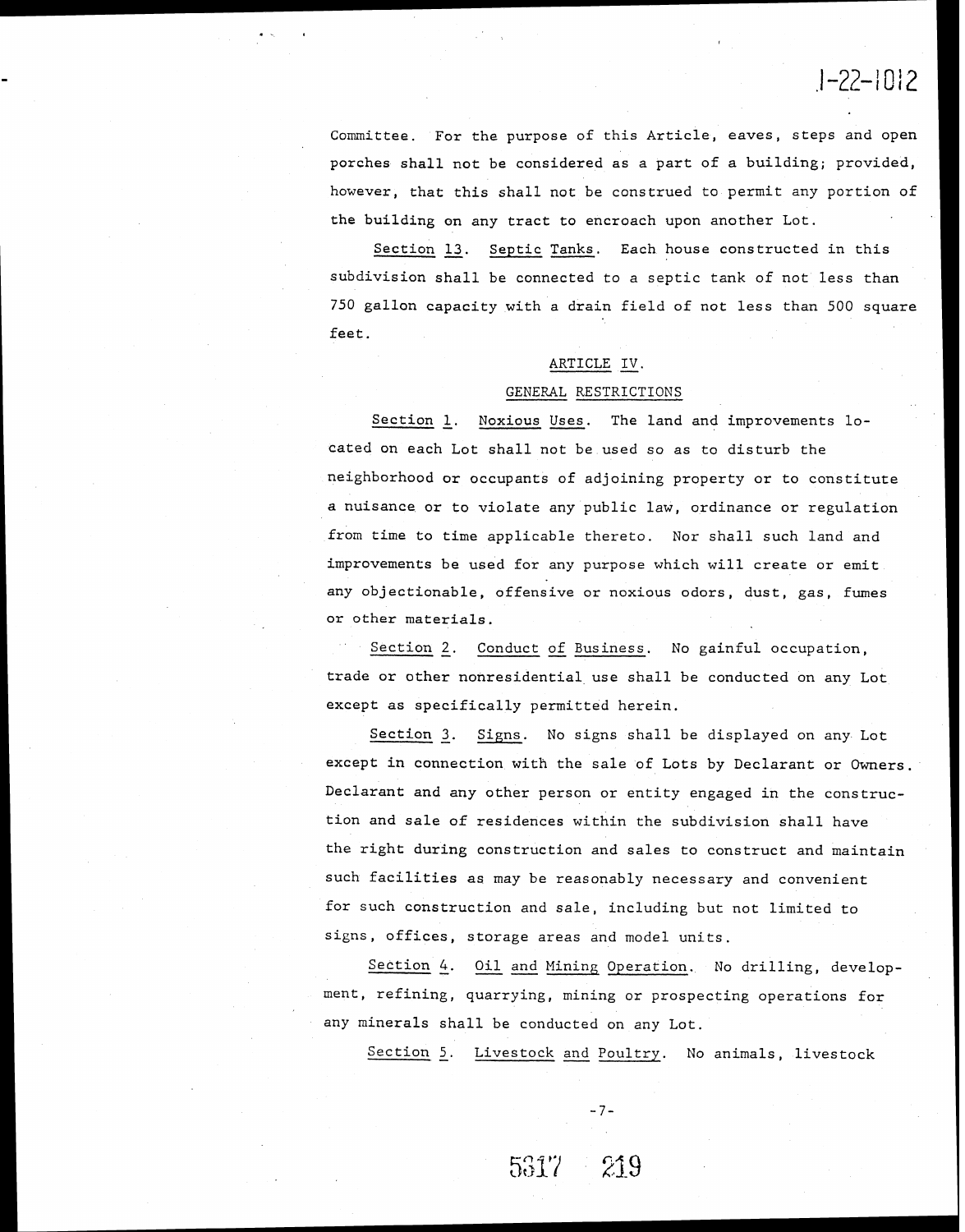Committee. For the purpose of this Article, eaves, steps and open porches shall not be considered as a part of a building; provided, however, that this shall not be construed to permit any portion of the building on any tract to encroach upon another Lot.

Section 13. Septic Tanks. Each house constructed in this subdivision shall be connected to a septic tank of not less than 750 gallon capacity with a drain field of not less than 500 square feet.

## ARTICLE IV.

## GENERAL RESTRICTIONS

Section 1. Noxious Uses. The land and improvements located on each Lot shall not be used so as to disturb the neighborhood or occupants of adjoining property or to constitute a nuisance or to violate any public law, ordinance or regulation from time to time applicable thereto. Nor shall such land and improvements be used for any purpose which will create or emit any objectionable, offensive or noxious odors, dust, gas, fumes or other materials.

Section 2. Conduct of Business. No gainful occupation, trade or other nonresidential use shall be conducted on any Lot except as specifically permitted herein.

Section 3. Signs. No signs shall be displayed on any Lot except in connection with the sale of Lots by Declarant or Owners. Declarant and any other person or entity engaged in the construction and sale of residences within the subdivision shall have the right during construction and sales to construct and maintain such facilities as may be reasonably necessary and convenient for such construction and sale, including but not limited to signs, offices, storage areas and model units.

Section 4. Oil and Mining Operation. No drilling, development, refining, quarrying, mining or prospecting operations for any minerals shall be conducted on any Lot.

Section 5. Livestock and Poultry. No animals, livestock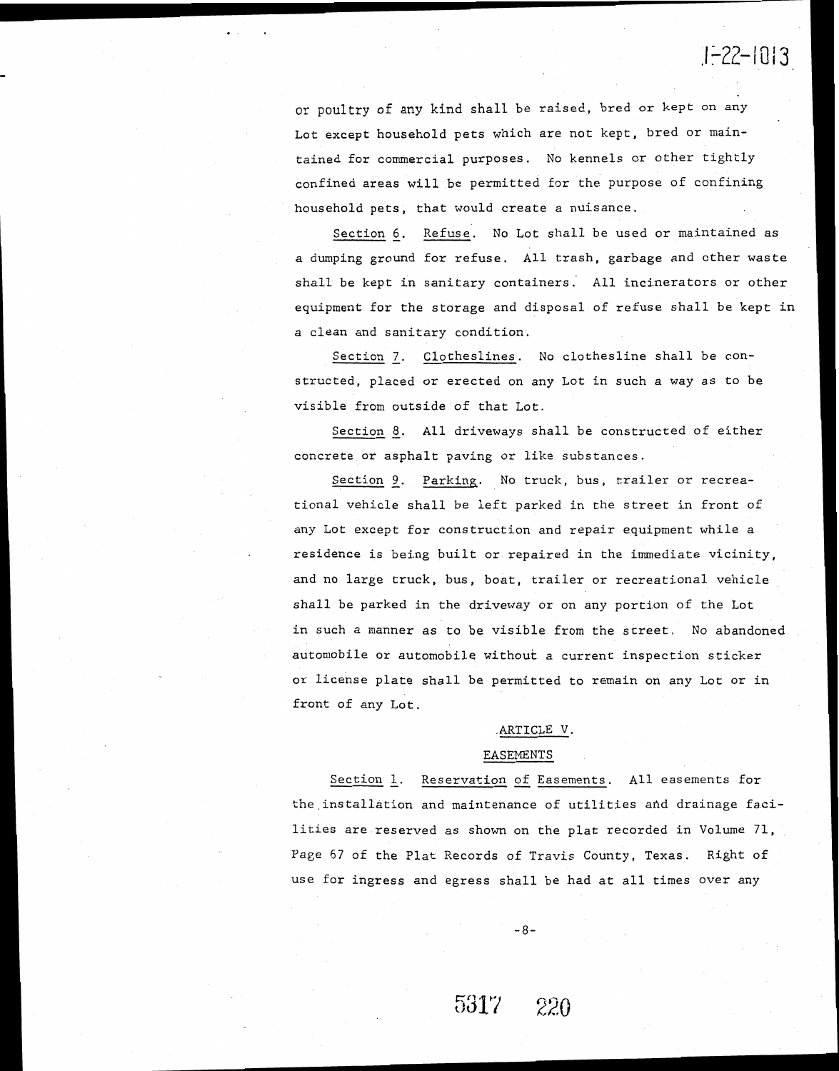or poultry of any kind shall be raised, bred or kept on any Lot except household pets which are not kept, bred or maintained for commercial purposes. No kennels or other tightly confined areas will be permitted for the purpose of confining household pets, that would create a nuisance.

Section 6. Refuse. No Lot shall be used or maintained as a dumping ground for refuse. All trash, garbage and other waste shall be kept in sanitary containers. All incinerators or other equipment for the storage and disposal of refuse shall be kept in a clean and sanitary condition.

Section 7. Clotheslines. No clothesline shall be constructed, placed or erected on any Lot in such a way as to be visible from outside of that Lot.

Section 8. All driveways shall be constructed of either concrete or asphalt paving or like substances.

Section 9. Parking. No truck, bus, trailer or recreational vehicle shall be left parked in the street in front of any Lot except for construction and repair equipment while a residence is being built or repaired in the immediate vicinity, and no large truck, bus, boat, trailer or recreational vehicle shall be parked in the driveway or on any portion of the Lot in such a manner as to be visible from the street. No abandoned automobile or automobile without a current inspection sticker or license plate shall be permitted to remain on any Lot or in front of any Lot.

## ARTICLE V.

## EASEMENTS

Section 1. Reservation of Easements. All easements for the installation and maintenance of utilities and drainage facilities are reserved as shown on the plat recorded in Volume 71, Page 67 of the Plat Records of Travis County, Texas. Right of use for ingress and egress shall be had at all times over any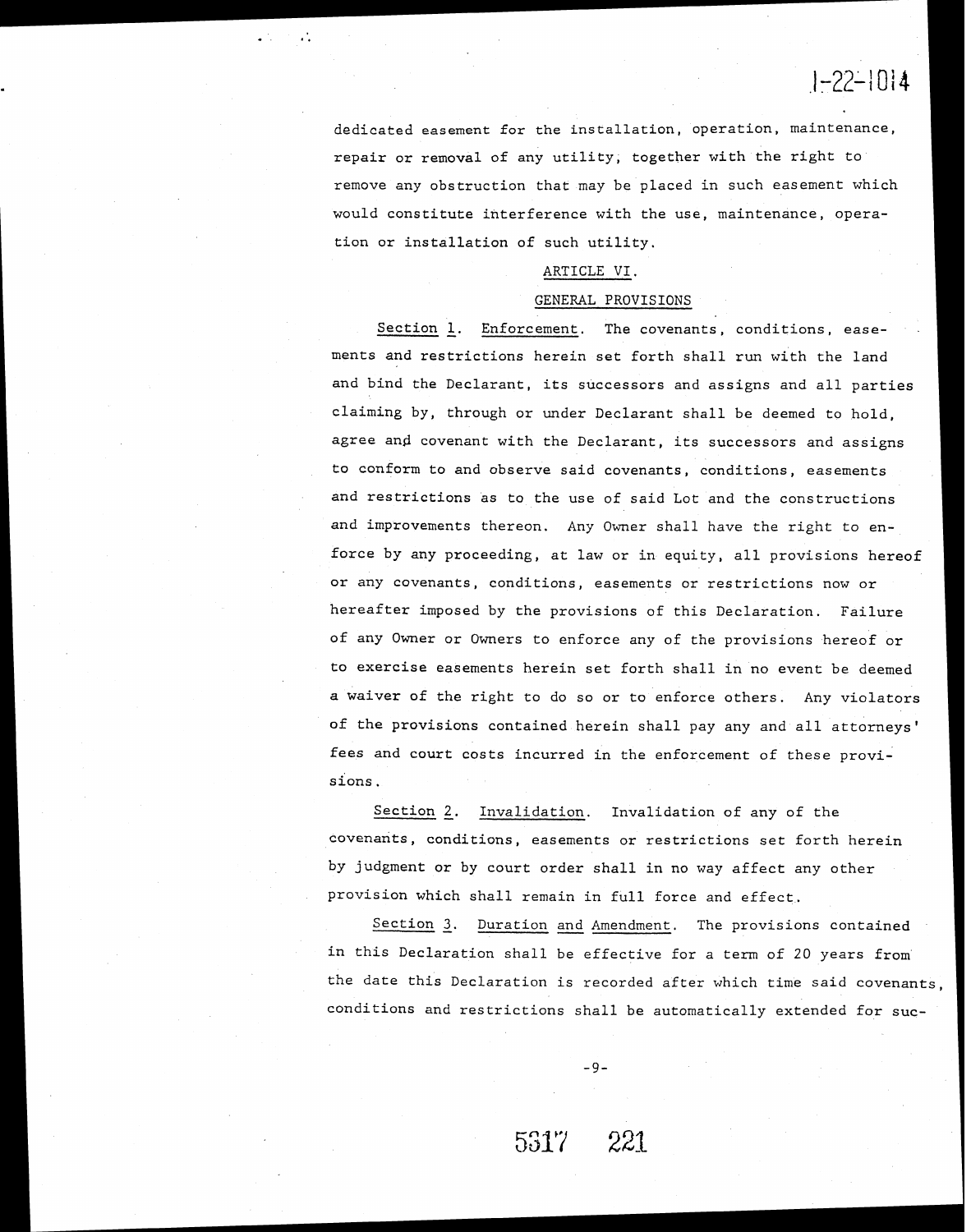dedicated easement for the installation, operation, maintenance, repair or removal of any utility, together with the right to remove any obstruction that may be placed in such easement which would constitute interference with the use, maintenance, operation or installation of such utility.

## ARTICLE VI.

## GENERAL PROVISIONS

Section 1. Enforcement. The covenants, conditions, easements and restrictions herein set forth shall run with the land and bind the Declarant, its successors and assigns and all parties claiming by, through or under Declarant shall be deemed to hold, agree and covenant with the Declarant, its successors and assigns to conform to and observe said covenants, conditions, easements and restrictions as to the use of said Lot and the constructions and improvements thereon. Any Owner shall have the right to enforce by any proceeding, at law or in equity, all provisions hereof or any covenants, conditions, easements or restrictions now or hereafter imposed by the provisions of this Declaration. Failure of any Owner or Owners to enforce any of the provisions hereof or to exercise easements herein set forth shall in no event be deemed a waiver of the right to do so or to enforce others. Any violators of the provisions contained herein shall pay any and all attorneys' fees and court costs incurred in the enforcement of these provisions.

Section 2. Invalidation. Invalidation of any of the covenants, conditions, easements or restrictions set forth herein by judgment or by court order shall in no way affect any other provision which shall remain in full force and effect.

Section 3. Duration and Amendment. The provisions contained in this Declaration shall be effective for a term of 20 years from the date this Declaration is recorded after which time said covenants, conditions and restrictions shall be automatically extended for suc-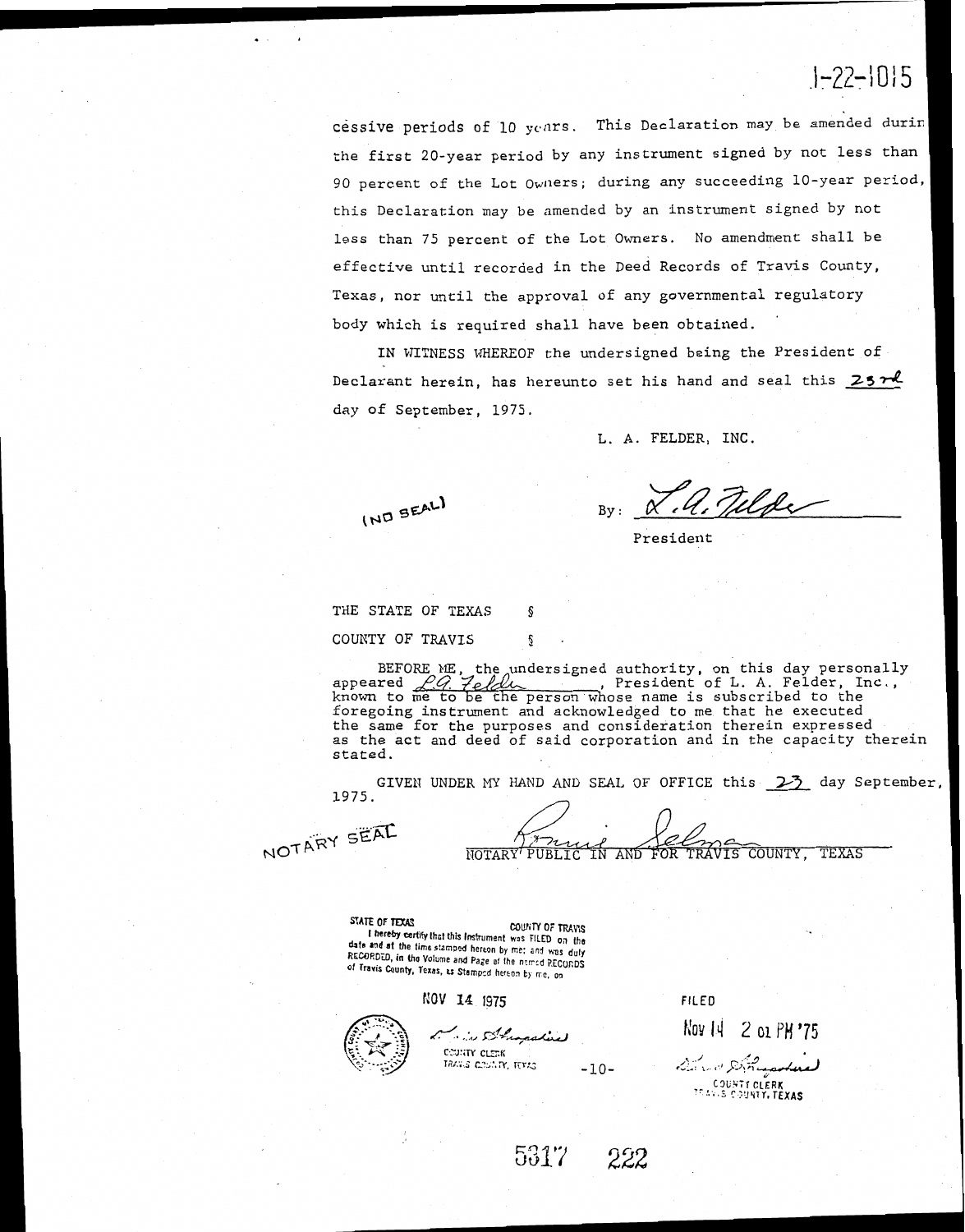1-22-1015

cessive periods of 10 years. This Declaration may be amended durin the first 20-year period by any instrument signed by not less than 90 percent of the Lot Owners; during any succeeding 10-year period, this Declaration may be amended by an instrument signed by not less than 75 percent of the Lot Owners. No amendment shall be effective until recorded in the Deed Records of Travis County, Texas, nor until the approval of any governmental regulatory body which is required shall have been obtained.

IN WITNESS WHEREOF the undersigned being the President of Declarant herein, has hereunto set his hand and seal this 23rd day of September, 1975.

L. A. FELDER, INC.

(NO SEAL)

By: L. A. Felder
President

THE STATE OF TEXAS §

COUNTY OF TRAVIS §

BEFORE ME, the undersigned authority, on this day personally appeared L.A. Felder, President of L. A. Felder, Inc., known to me to be the person whose name is subscribed to the foregoing instrument and acknowledged to me that he executed the same for the purposes and consideration therein expressed as the act and deed of said corporation and in the capacity therein stated.

GIVEN UNDER MY HAND AND SEAL OF OFFICE this 23 day September, 1975.

NOTARY SEAL

NOTARY PUBLIC IN AND FOR TRAVIS COUNTY, TEXAS

STATE OF TEXAS COUNTY OF TRAVIS
I hereby certify that this Instrument was FILED on the date and at the time stamped hereon by me; and was duly RECORDED, in the Volume and Page of the named RECORDS of Travis County, Texas, as Stamped hereon by me, on

NOV 14 1975

COUNTY CLERK
TRAVIS COUNTY, TEXAS

FILED

Nov 14 2 01 PM '75

COUNTY CLERK
TRAVIS COUNTY, TEXAS

5317 222